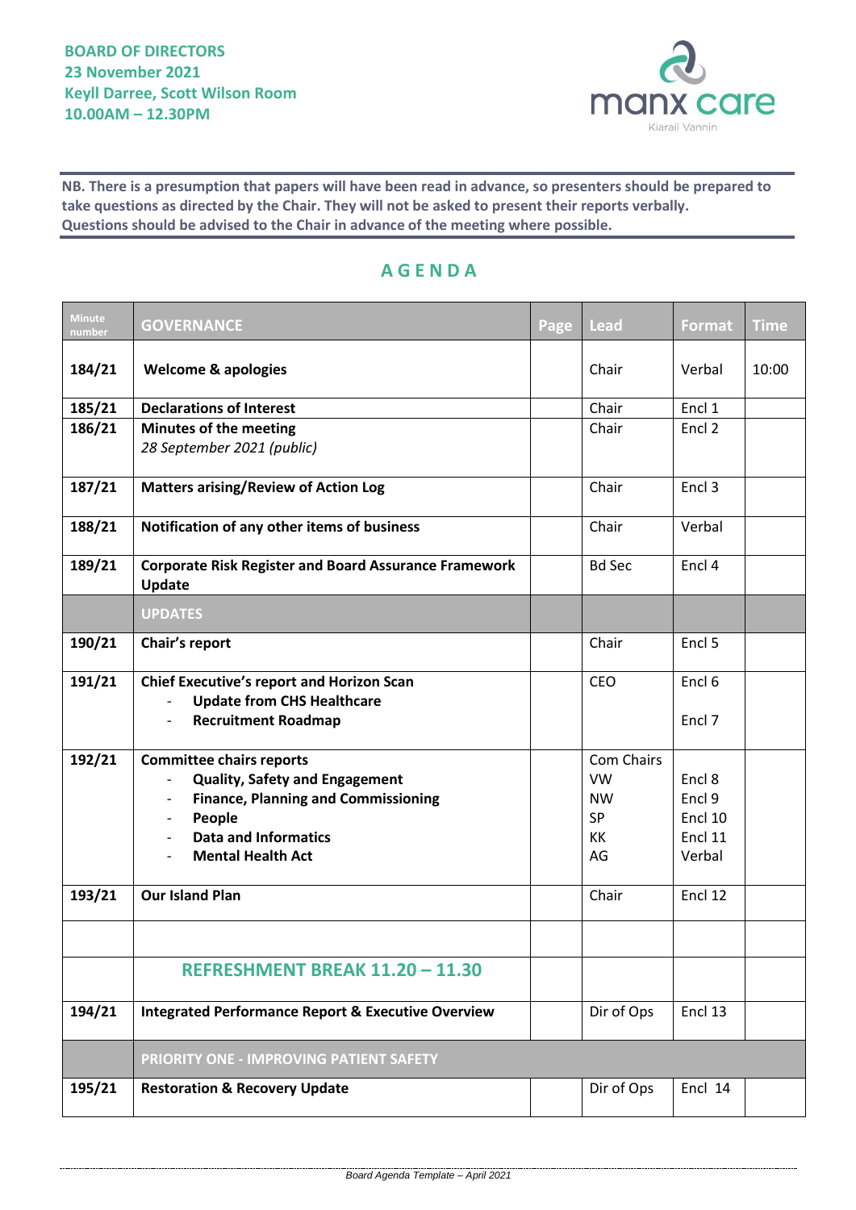**BOARD OF DIRECTORS**
**23 November 2021**
**Keyll Darree, Scott Wilson Room**
**10.00AM – 12.30PM**

**NB. There is a presumption that papers will have been read in advance, so presenters should be prepared to take questions as directed by the Chair. They will not be asked to present their reports verbally. Questions should be advised to the Chair in advance of the meeting where possible.**

## AGENDA

| Minute number | GOVERNANCE | Page | Lead | Format | Time |
|---|---|---|---|---|---|
| 184/21 | **Welcome & apologies** | | Chair | Verbal | 10:00 |
| 185/21 | **Declarations of Interest** | | Chair | Encl 1 | |
| 186/21 | **Minutes of the meeting**<br>*28 September 2021 (public)* | | Chair | Encl 2 | |
| 187/21 | **Matters arising/Review of Action Log** | | Chair | Encl 3 | |
| 188/21 | **Notification of any other items of business** | | Chair | Verbal | |
| 189/21 | **Corporate Risk Register and Board Assurance Framework Update** | | Bd Sec | Encl 4 | |
| | **UPDATES** | | | | |
| 190/21 | **Chair's report** | | Chair | Encl 5 | |
| 191/21 | **Chief Executive's report and Horizon Scan**<br>- **Update from CHS Healthcare**<br>- **Recruitment Roadmap** | | CEO | Encl 6<br><br>Encl 7 | |
| 192/21 | **Committee chairs reports**<br>- **Quality, Safety and Engagement**<br>- **Finance, Planning and Commissioning**<br>- **People**<br>- **Data and Informatics**<br>- **Mental Health Act** | | Com Chairs<br>VW<br>NW<br>SP<br>KK<br>AG | <br>Encl 8<br>Encl 9<br>Encl 10<br>Encl 11<br>Verbal | |
| 193/21 | **Our Island Plan** | | Chair | Encl 12 | |
| | | | | | |
| | **REFRESHMENT BREAK 11.20 – 11.30** | | | | |
| 194/21 | **Integrated Performance Report & Executive Overview** | | Dir of Ops | Encl 13 | |
| | **PRIORITY ONE - IMPROVING PATIENT SAFETY** | | | | |
| 195/21 | **Restoration & Recovery Update** | | Dir of Ops | Encl 14 | |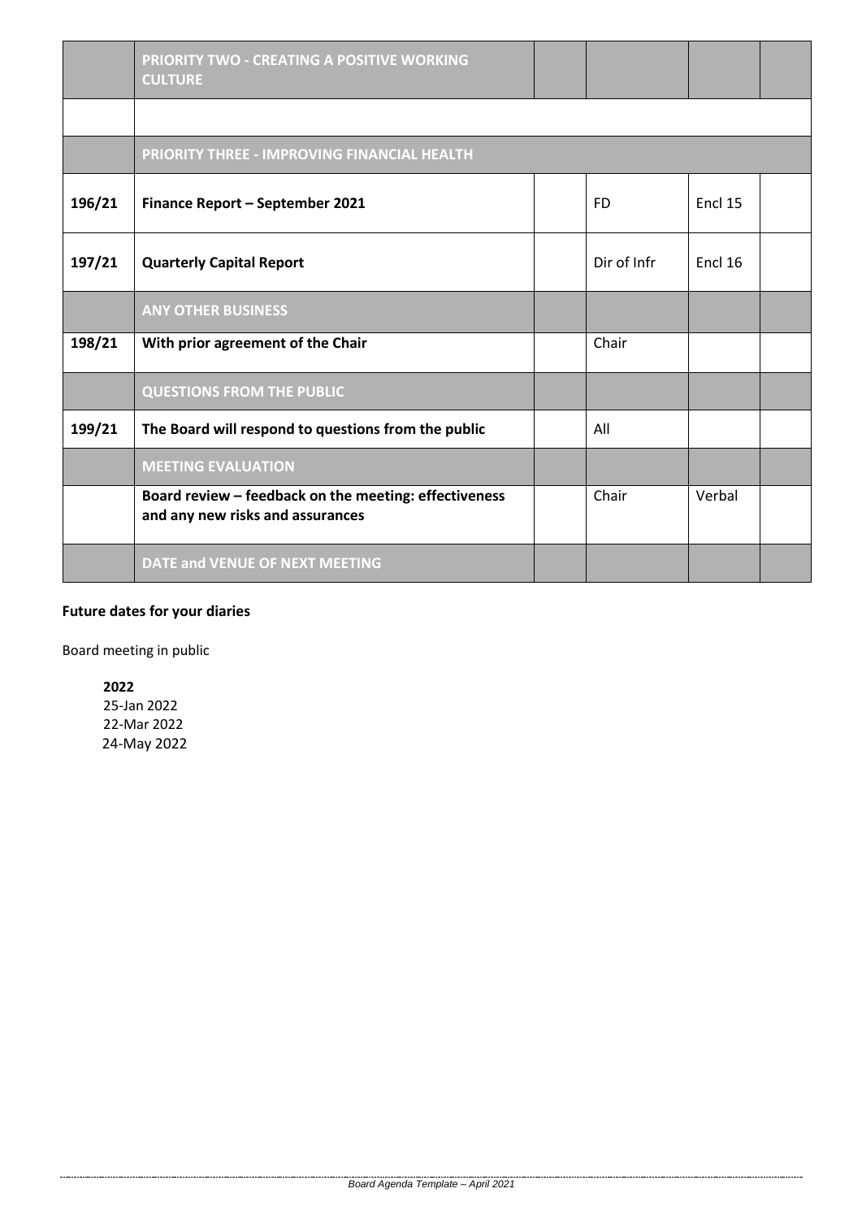| | | | | | |
|---|---|---|---|---|---|
| | **PRIORITY TWO - CREATING A POSITIVE WORKING CULTURE** | | | | |
| | | | | | |
| | **PRIORITY THREE - IMPROVING FINANCIAL HEALTH** | | | | |
| **196/21** | **Finance Report – September 2021** | | FD | Encl 15 | |
| **197/21** | **Quarterly Capital Report** | | Dir of Infr | Encl 16 | |
| | **ANY OTHER BUSINESS** | | | | |
| **198/21** | **With prior agreement of the Chair** | | Chair | | |
| | **QUESTIONS FROM THE PUBLIC** | | | | |
| **199/21** | **The Board will respond to questions from the public** | | All | | |
| | **MEETING EVALUATION** | | | | |
| | **Board review – feedback on the meeting: effectiveness and any new risks and assurances** | | Chair | Verbal | |
| | **DATE and VENUE OF NEXT MEETING** | | | | |

**Future dates for your diaries**

Board meeting in public

**2022**
25-Jan 2022
22-Mar 2022
24-May 2022